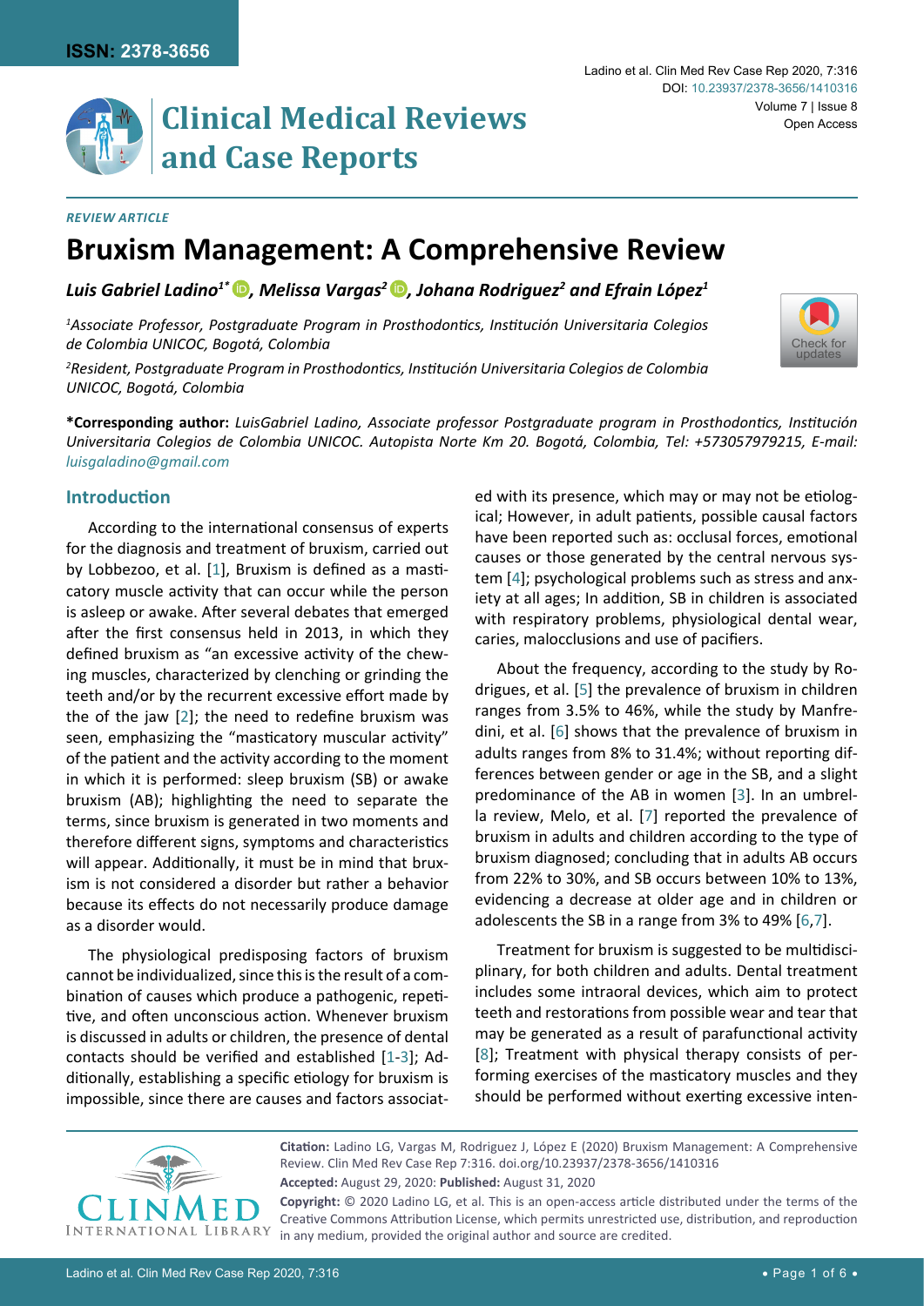*REVIEW ARTICLE*

# Bruxism Management: A Comprehensive Review

***Luis Gabriel Ladino[1*], Melissa Vargas[2], Johana Rodriguez[2] and Efrain López[1]***

*[1]Associate Professor, Postgraduate Program in Prosthodontics, Institución Universitaria Colegios de Colombia UNICOC, Bogotá, Colombia*

*[2]Resident, Postgraduate Program in Prosthodontics, Institución Universitaria Colegios de Colombia UNICOC, Bogotá, Colombia*

**\*Corresponding author:** *LuisGabriel Ladino, Associate professor Postgraduate program in Prosthodontics, Institución Universitaria Colegios de Colombia UNICOC. Autopista Norte Km 20. Bogotá, Colombia, Tel: +573057979215, E-mail: luisgaladino@gmail.com*

## Introduction

According to the international consensus of experts for the diagnosis and treatment of bruxism, carried out by Lobbezoo, et al. [1], Bruxism is defined as a masticatory muscle activity that can occur while the person is asleep or awake. After several debates that emerged after the first consensus held in 2013, in which they defined bruxism as "an excessive activity of the chewing muscles, characterized by clenching or grinding the teeth and/or by the recurrent excessive effort made by the of the jaw [2]; the need to redefine bruxism was seen, emphasizing the "masticatory muscular activity" of the patient and the activity according to the moment in which it is performed: sleep bruxism (SB) or awake bruxism (AB); highlighting the need to separate the terms, since bruxism is generated in two moments and therefore different signs, symptoms and characteristics will appear. Additionally, it must be in mind that bruxism is not considered a disorder but rather a behavior because its effects do not necessarily produce damage as a disorder would.

The physiological predisposing factors of bruxism cannot be individualized, since this is the result of a combination of causes which produce a pathogenic, repetitive, and often unconscious action. Whenever bruxism is discussed in adults or children, the presence of dental contacts should be verified and established [1-3]; Additionally, establishing a specific etiology for bruxism is impossible, since there are causes and factors associated with its presence, which may or may not be etiological; However, in adult patients, possible causal factors have been reported such as: occlusal forces, emotional causes or those generated by the central nervous system [4]; psychological problems such as stress and anxiety at all ages; In addition, SB in children is associated with respiratory problems, physiological dental wear, caries, malocclusions and use of pacifiers.

About the frequency, according to the study by Rodrigues, et al. [5] the prevalence of bruxism in children ranges from 3.5% to 46%, while the study by Manfredini, et al. [6] shows that the prevalence of bruxism in adults ranges from 8% to 31.4%; without reporting differences between gender or age in the SB, and a slight predominance of the AB in women [3]. In an umbrella review, Melo, et al. [7] reported the prevalence of bruxism in adults and children according to the type of bruxism diagnosed; concluding that in adults AB occurs from 22% to 30%, and SB occurs between 10% to 13%, evidencing a decrease at older age and in children or adolescents the SB in a range from 3% to 49% [6,7].

Treatment for bruxism is suggested to be multidisciplinary, for both children and adults. Dental treatment includes some intraoral devices, which aim to protect teeth and restorations from possible wear and tear that may be generated as a result of parafunctional activity [8]; Treatment with physical therapy consists of performing exercises of the masticatory muscles and they should be performed without exerting excessive inten-

**Citation:** Ladino LG, Vargas M, Rodriguez J, López E (2020) Bruxism Management: A Comprehensive Review. Clin Med Rev Case Rep 7:316. doi.org/10.23937/2378-3656/1410316

**Accepted:** August 29, 2020: **Published:** August 31, 2020

**Copyright:** © 2020 Ladino LG, et al. This is an open-access article distributed under the terms of the Creative Commons Attribution License, which permits unrestricted use, distribution, and reproduction in any medium, provided the original author and source are credited.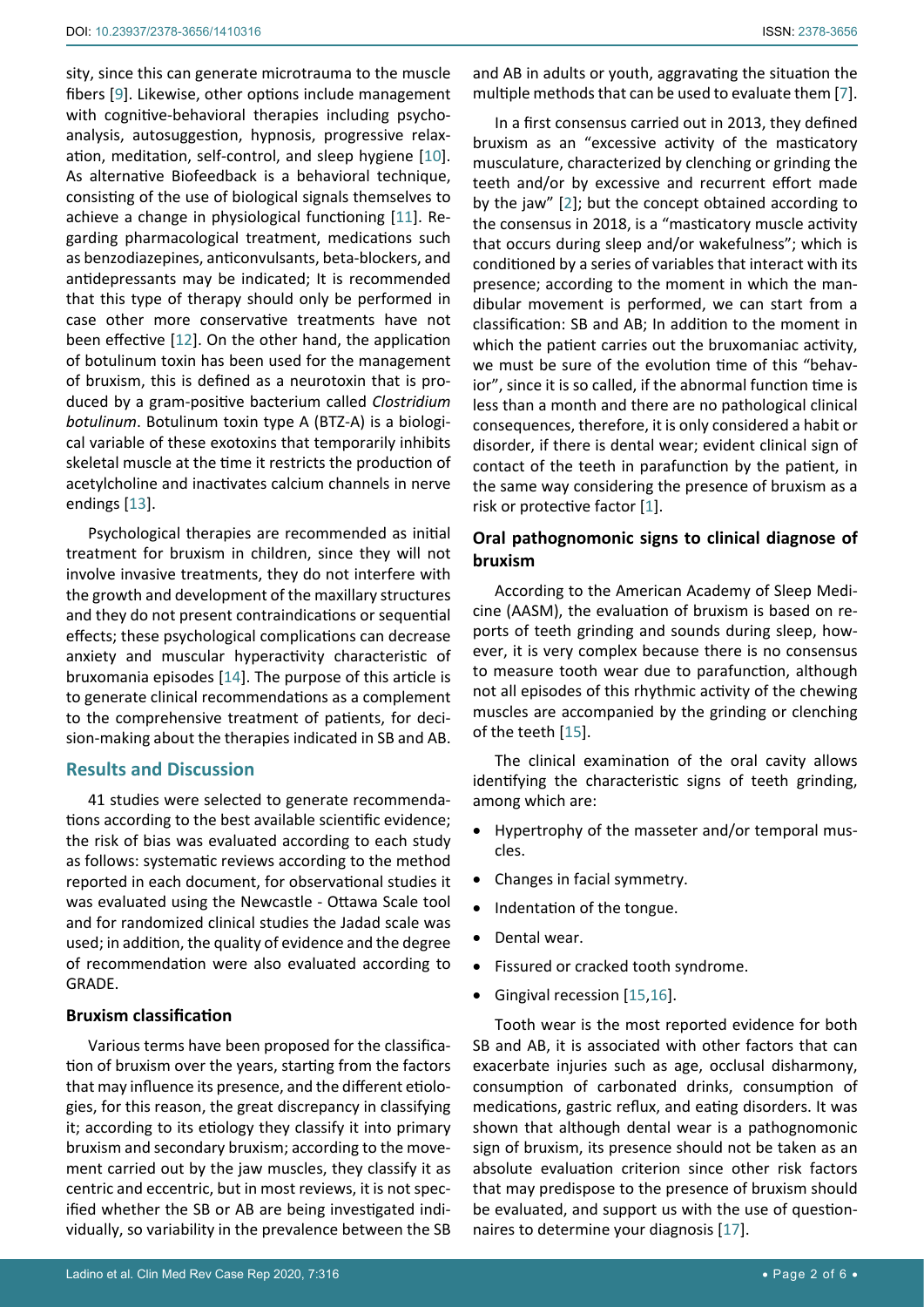sity, since this can generate microtrauma to the muscle fibers [9]. Likewise, other options include management with cognitive-behavioral therapies including psychoanalysis, autosuggestion, hypnosis, progressive relaxation, meditation, self-control, and sleep hygiene [10]. As alternative Biofeedback is a behavioral technique, consisting of the use of biological signals themselves to achieve a change in physiological functioning [11]. Regarding pharmacological treatment, medications such as benzodiazepines, anticonvulsants, beta-blockers, and antidepressants may be indicated; It is recommended that this type of therapy should only be performed in case other more conservative treatments have not been effective [12]. On the other hand, the application of botulinum toxin has been used for the management of bruxism, this is defined as a neurotoxin that is produced by a gram-positive bacterium called *Clostridium botulinum*. Botulinum toxin type A (BTZ-A) is a biological variable of these exotoxins that temporarily inhibits skeletal muscle at the time it restricts the production of acetylcholine and inactivates calcium channels in nerve endings [13].

Psychological therapies are recommended as initial treatment for bruxism in children, since they will not involve invasive treatments, they do not interfere with the growth and development of the maxillary structures and they do not present contraindications or sequential effects; these psychological complications can decrease anxiety and muscular hyperactivity characteristic of bruxomania episodes [14]. The purpose of this article is to generate clinical recommendations as a complement to the comprehensive treatment of patients, for decision-making about the therapies indicated in SB and AB.

## Results and Discussion

41 studies were selected to generate recommendations according to the best available scientific evidence; the risk of bias was evaluated according to each study as follows: systematic reviews according to the method reported in each document, for observational studies it was evaluated using the Newcastle - Ottawa Scale tool and for randomized clinical studies the Jadad scale was used; in addition, the quality of evidence and the degree of recommendation were also evaluated according to GRADE.

### Bruxism classification

Various terms have been proposed for the classification of bruxism over the years, starting from the factors that may influence its presence, and the different etiologies, for this reason, the great discrepancy in classifying it; according to its etiology they classify it into primary bruxism and secondary bruxism; according to the movement carried out by the jaw muscles, they classify it as centric and eccentric, but in most reviews, it is not specified whether the SB or AB are being investigated individually, so variability in the prevalence between the SB and AB in adults or youth, aggravating the situation the multiple methods that can be used to evaluate them [7].

In a first consensus carried out in 2013, they defined bruxism as an "excessive activity of the masticatory musculature, characterized by clenching or grinding the teeth and/or by excessive and recurrent effort made by the jaw" [2]; but the concept obtained according to the consensus in 2018, is a "masticatory muscle activity that occurs during sleep and/or wakefulness"; which is conditioned by a series of variables that interact with its presence; according to the moment in which the mandibular movement is performed, we can start from a classification: SB and AB; In addition to the moment in which the patient carries out the bruxomaniac activity, we must be sure of the evolution time of this "behavior", since it is so called, if the abnormal function time is less than a month and there are no pathological clinical consequences, therefore, it is only considered a habit or disorder, if there is dental wear; evident clinical sign of contact of the teeth in parafunction by the patient, in the same way considering the presence of bruxism as a risk or protective factor [1].

### Oral pathognomonic signs to clinical diagnose of bruxism

According to the American Academy of Sleep Medicine (AASM), the evaluation of bruxism is based on reports of teeth grinding and sounds during sleep, however, it is very complex because there is no consensus to measure tooth wear due to parafunction, although not all episodes of this rhythmic activity of the chewing muscles are accompanied by the grinding or clenching of the teeth [15].

The clinical examination of the oral cavity allows identifying the characteristic signs of teeth grinding, among which are:

- Hypertrophy of the masseter and/or temporal muscles.
- Changes in facial symmetry.
- Indentation of the tongue.
- Dental wear.
- Fissured or cracked tooth syndrome.
- Gingival recession [15,16].

Tooth wear is the most reported evidence for both SB and AB, it is associated with other factors that can exacerbate injuries such as age, occlusal disharmony, consumption of carbonated drinks, consumption of medications, gastric reflux, and eating disorders. It was shown that although dental wear is a pathognomonic sign of bruxism, its presence should not be taken as an absolute evaluation criterion since other risk factors that may predispose to the presence of bruxism should be evaluated, and support us with the use of questionnaires to determine your diagnosis [17].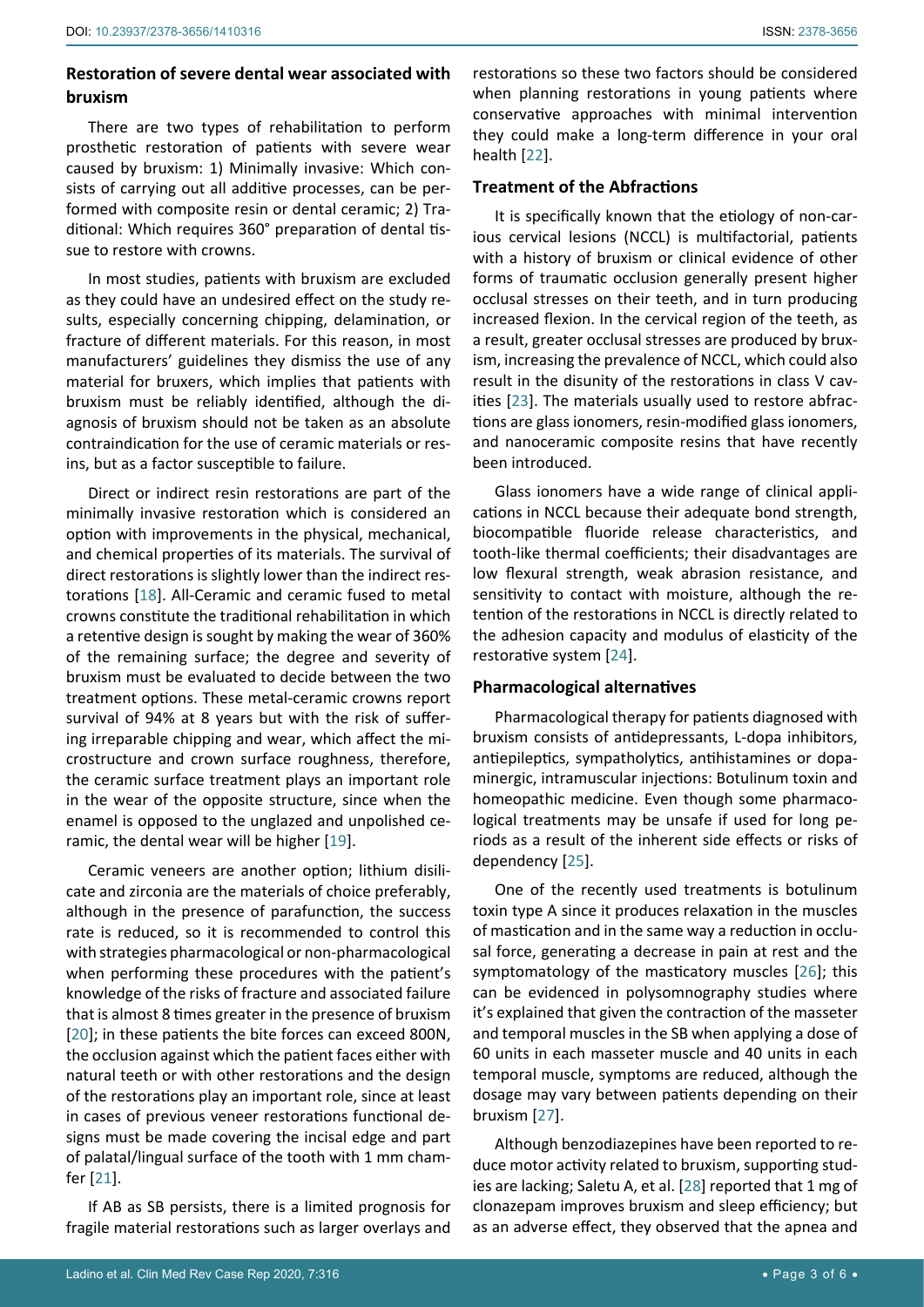## Restoration of severe dental wear associated with bruxism

There are two types of rehabilitation to perform prosthetic restoration of patients with severe wear caused by bruxism: 1) Minimally invasive: Which consists of carrying out all additive processes, can be performed with composite resin or dental ceramic; 2) Traditional: Which requires 360° preparation of dental tissue to restore with crowns.

In most studies, patients with bruxism are excluded as they could have an undesired effect on the study results, especially concerning chipping, delamination, or fracture of different materials. For this reason, in most manufacturers' guidelines they dismiss the use of any material for bruxers, which implies that patients with bruxism must be reliably identified, although the diagnosis of bruxism should not be taken as an absolute contraindication for the use of ceramic materials or resins, but as a factor susceptible to failure.

Direct or indirect resin restorations are part of the minimally invasive restoration which is considered an option with improvements in the physical, mechanical, and chemical properties of its materials. The survival of direct restorations is slightly lower than the indirect restorations [18]. All-Ceramic and ceramic fused to metal crowns constitute the traditional rehabilitation in which a retentive design is sought by making the wear of 360% of the remaining surface; the degree and severity of bruxism must be evaluated to decide between the two treatment options. These metal-ceramic crowns report survival of 94% at 8 years but with the risk of suffering irreparable chipping and wear, which affect the microstructure and crown surface roughness, therefore, the ceramic surface treatment plays an important role in the wear of the opposite structure, since when the enamel is opposed to the unglazed and unpolished ceramic, the dental wear will be higher [19].

Ceramic veneers are another option; lithium disilicate and zirconia are the materials of choice preferably, although in the presence of parafunction, the success rate is reduced, so it is recommended to control this with strategies pharmacological or non-pharmacological when performing these procedures with the patient's knowledge of the risks of fracture and associated failure that is almost 8 times greater in the presence of bruxism [20]; in these patients the bite forces can exceed 800N, the occlusion against which the patient faces either with natural teeth or with other restorations and the design of the restorations play an important role, since at least in cases of previous veneer restorations functional designs must be made covering the incisal edge and part of palatal/lingual surface of the tooth with 1 mm chamfer [21].

If AB as SB persists, there is a limited prognosis for fragile material restorations such as larger overlays and restorations so these two factors should be considered when planning restorations in young patients where conservative approaches with minimal intervention they could make a long-term difference in your oral health [22].

## Treatment of the Abfractions

It is specifically known that the etiology of non-carious cervical lesions (NCCL) is multifactorial, patients with a history of bruxism or clinical evidence of other forms of traumatic occlusion generally present higher occlusal stresses on their teeth, and in turn producing increased flexion. In the cervical region of the teeth, as a result, greater occlusal stresses are produced by bruxism, increasing the prevalence of NCCL, which could also result in the disunity of the restorations in class V cavities [23]. The materials usually used to restore abfractions are glass ionomers, resin-modified glass ionomers, and nanoceramic composite resins that have recently been introduced.

Glass ionomers have a wide range of clinical applications in NCCL because their adequate bond strength, biocompatible fluoride release characteristics, and tooth-like thermal coefficients; their disadvantages are low flexural strength, weak abrasion resistance, and sensitivity to contact with moisture, although the retention of the restorations in NCCL is directly related to the adhesion capacity and modulus of elasticity of the restorative system [24].

## Pharmacological alternatives

Pharmacological therapy for patients diagnosed with bruxism consists of antidepressants, L-dopa inhibitors, antiepileptics, sympatholytics, antihistamines or dopaminergic, intramuscular injections: Botulinum toxin and homeopathic medicine. Even though some pharmacological treatments may be unsafe if used for long periods as a result of the inherent side effects or risks of dependency [25].

One of the recently used treatments is botulinum toxin type A since it produces relaxation in the muscles of mastication and in the same way a reduction in occlusal force, generating a decrease in pain at rest and the symptomatology of the masticatory muscles [26]; this can be evidenced in polysomnography studies where it's explained that given the contraction of the masseter and temporal muscles in the SB when applying a dose of 60 units in each masseter muscle and 40 units in each temporal muscle, symptoms are reduced, although the dosage may vary between patients depending on their bruxism [27].

Although benzodiazepines have been reported to reduce motor activity related to bruxism, supporting studies are lacking; Saletu A, et al. [28] reported that 1 mg of clonazepam improves bruxism and sleep efficiency; but as an adverse effect, they observed that the apnea and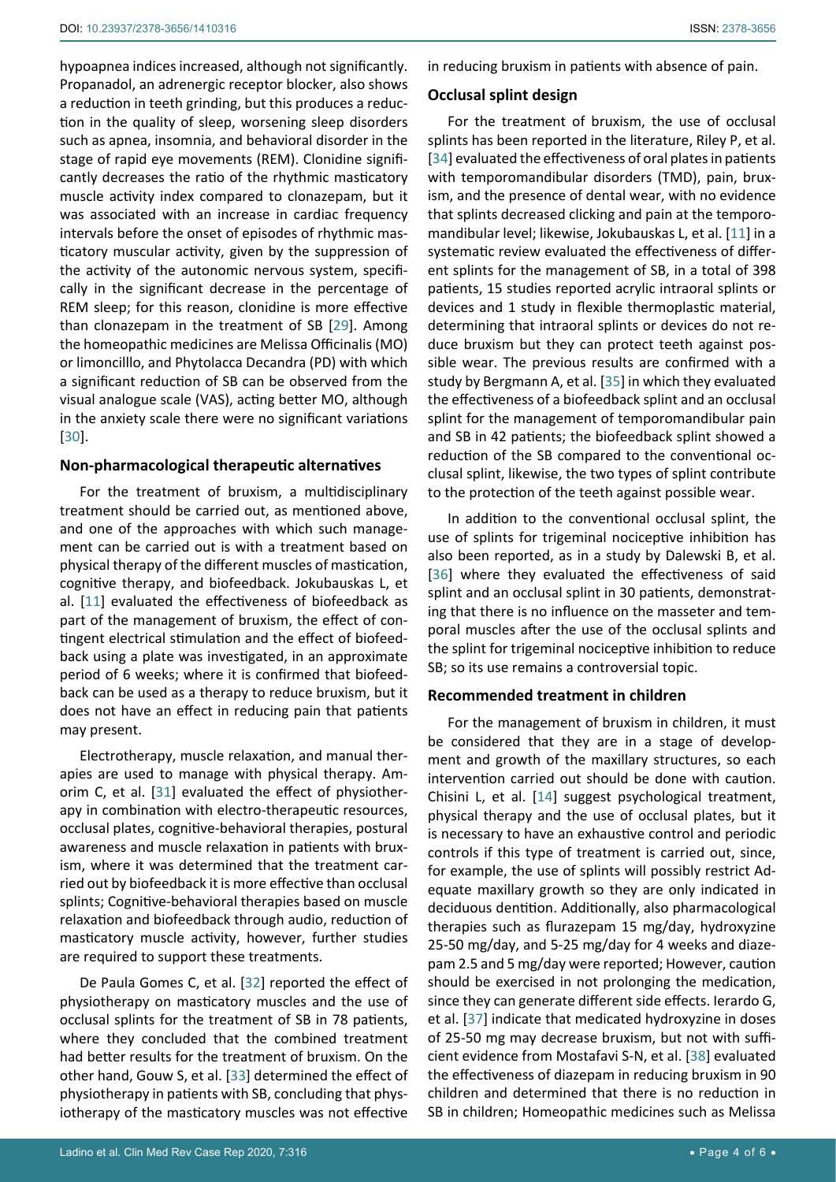hypoapnea indices increased, although not significantly. Propanadol, an adrenergic receptor blocker, also shows a reduction in teeth grinding, but this produces a reduction in the quality of sleep, worsening sleep disorders such as apnea, insomnia, and behavioral disorder in the stage of rapid eye movements (REM). Clonidine significantly decreases the ratio of the rhythmic masticatory muscle activity index compared to clonazepam, but it was associated with an increase in cardiac frequency intervals before the onset of episodes of rhythmic masticatory muscular activity, given by the suppression of the activity of the autonomic nervous system, specifically in the significant decrease in the percentage of REM sleep; for this reason, clonidine is more effective than clonazepam in the treatment of SB [29]. Among the homeopathic medicines are Melissa Officinalis (MO) or limoncillo, and Phytolacca Decandra (PD) with which a significant reduction of SB can be observed from the visual analogue scale (VAS), acting better MO, although in the anxiety scale there were no significant variations [30].

### Non-pharmacological therapeutic alternatives

For the treatment of bruxism, a multidisciplinary treatment should be carried out, as mentioned above, and one of the approaches with which such management can be carried out is with a treatment based on physical therapy of the different muscles of mastication, cognitive therapy, and biofeedback. Jokubauskas L, et al. [11] evaluated the effectiveness of biofeedback as part of the management of bruxism, the effect of contingent electrical stimulation and the effect of biofeedback using a plate was investigated, in an approximate period of 6 weeks; where it is confirmed that biofeedback can be used as a therapy to reduce bruxism, but it does not have an effect in reducing pain that patients may present.

Electrotherapy, muscle relaxation, and manual therapies are used to manage with physical therapy. Amorim C, et al. [31] evaluated the effect of physiotherapy in combination with electro-therapeutic resources, occlusal plates, cognitive-behavioral therapies, postural awareness and muscle relaxation in patients with bruxism, where it was determined that the treatment carried out by biofeedback it is more effective than occlusal splints; Cognitive-behavioral therapies based on muscle relaxation and biofeedback through audio, reduction of masticatory muscle activity, however, further studies are required to support these treatments.

De Paula Gomes C, et al. [32] reported the effect of physiotherapy on masticatory muscles and the use of occlusal splints for the treatment of SB in 78 patients, where they concluded that the combined treatment had better results for the treatment of bruxism. On the other hand, Gouw S, et al. [33] determined the effect of physiotherapy in patients with SB, concluding that physiotherapy of the masticatory muscles was not effective in reducing bruxism in patients with absence of pain.

### Occlusal splint design

For the treatment of bruxism, the use of occlusal splints has been reported in the literature, Riley P, et al. [34] evaluated the effectiveness of oral plates in patients with temporomandibular disorders (TMD), pain, bruxism, and the presence of dental wear, with no evidence that splints decreased clicking and pain at the temporomandibular level; likewise, Jokubauskas L, et al. [11] in a systematic review evaluated the effectiveness of different splints for the management of SB, in a total of 398 patients, 15 studies reported acrylic intraoral splints or devices and 1 study in flexible thermoplastic material, determining that intraoral splints or devices do not reduce bruxism but they can protect teeth against possible wear. The previous results are confirmed with a study by Bergmann A, et al. [35] in which they evaluated the effectiveness of a biofeedback splint and an occlusal splint for the management of temporomandibular pain and SB in 42 patients; the biofeedback splint showed a reduction of the SB compared to the conventional occlusal splint, likewise, the two types of splint contribute to the protection of the teeth against possible wear.

In addition to the conventional occlusal splint, the use of splints for trigeminal nociceptive inhibition has also been reported, as in a study by Dalewski B, et al. [36] where they evaluated the effectiveness of said splint and an occlusal splint in 30 patients, demonstrating that there is no influence on the masseter and temporal muscles after the use of the occlusal splints and the splint for trigeminal nociceptive inhibition to reduce SB; so its use remains a controversial topic.

### Recommended treatment in children

For the management of bruxism in children, it must be considered that they are in a stage of development and growth of the maxillary structures, so each intervention carried out should be done with caution. Chisini L, et al. [14] suggest psychological treatment, physical therapy and the use of occlusal plates, but it is necessary to have an exhaustive control and periodic controls if this type of treatment is carried out, since, for example, the use of splints will possibly restrict Adequate maxillary growth so they are only indicated in deciduous dentition. Additionally, also pharmacological therapies such as flurazepam 15 mg/day, hydroxyzine 25-50 mg/day, and 5-25 mg/day for 4 weeks and diazepam 2.5 and 5 mg/day were reported; However, caution should be exercised in not prolonging the medication, since they can generate different side effects. Ierardo G, et al. [37] indicate that medicated hydroxyzine in doses of 25-50 mg may decrease bruxism, but not with sufficient evidence from Mostafavi S-N, et al. [38] evaluated the effectiveness of diazepam in reducing bruxism in 90 children and determined that there is no reduction in SB in children; Homeopathic medicines such as Melissa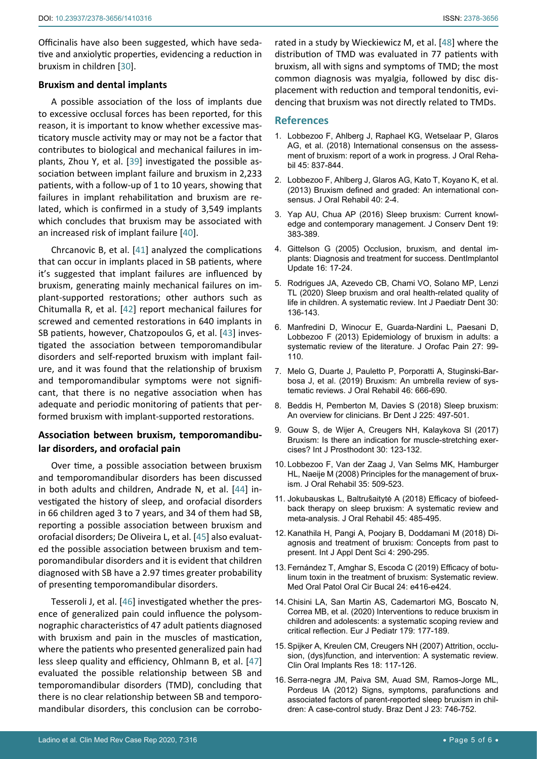Officinalis have also been suggested, which have sedative and anxiolytic properties, evidencing a reduction in bruxism in children [30].

### Bruxism and dental implants

A possible association of the loss of implants due to excessive occlusal forces has been reported, for this reason, it is important to know whether excessive masticatory muscle activity may or may not be a factor that contributes to biological and mechanical failures in implants, Zhou Y, et al. [39] investigated the possible association between implant failure and bruxism in 2,233 patients, with a follow-up of 1 to 10 years, showing that failures in implant rehabilitation and bruxism are related, which is confirmed in a study of 3,549 implants which concludes that bruxism may be associated with an increased risk of implant failure [40].

Chrcanovic B, et al. [41] analyzed the complications that can occur in implants placed in SB patients, where it's suggested that implant failures are influenced by bruxism, generating mainly mechanical failures on implant-supported restorations; other authors such as Chitumalla R, et al. [42] report mechanical failures for screwed and cemented restorations in 640 implants in SB patients, however, Chatzopoulos G, et al. [43] investigated the association between temporomandibular disorders and self-reported bruxism with implant failure, and it was found that the relationship of bruxism and temporomandibular symptoms were not significant, that there is no negative association when has adequate and periodic monitoring of patients that performed bruxism with implant-supported restorations.

### Association between bruxism, temporomandibular disorders, and orofacial pain

Over time, a possible association between bruxism and temporomandibular disorders has been discussed in both adults and children, Andrade N, et al. [44] investigated the history of sleep, and orofacial disorders in 66 children aged 3 to 7 years, and 34 of them had SB, reporting a possible association between bruxism and orofacial disorders; De Oliveira L, et al. [45] also evaluated the possible association between bruxism and temporomandibular disorders and it is evident that children diagnosed with SB have a 2.97 times greater probability of presenting temporomandibular disorders.

Tesseroli J, et al. [46] investigated whether the presence of generalized pain could influence the polysomnographic characteristics of 47 adult patients diagnosed with bruxism and pain in the muscles of mastication, where the patients who presented generalized pain had less sleep quality and efficiency, Ohlmann B, et al. [47] evaluated the possible relationship between SB and temporomandibular disorders (TMD), concluding that there is no clear relationship between SB and temporomandibular disorders, this conclusion can be corroborated in a study by Wieckiewicz M, et al. [48] where the distribution of TMD was evaluated in 77 patients with bruxism, all with signs and symptoms of TMD; the most common diagnosis was myalgia, followed by disc displacement with reduction and temporal tendonitis, evidencing that bruxism was not directly related to TMDs.

## References

1. Lobbezoo F, Ahlberg J, Raphael KG, Wetselaar P, Glaros AG, et al. (2018) International consensus on the assessment of bruxism: report of a work in progress. J Oral Rehabil 45: 837-844.
2. Lobbezoo F, Ahlberg J, Glaros AG, Kato T, Koyano K, et al. (2013) Bruxism defined and graded: An international consensus. J Oral Rehabil 40: 2-4.
3. Yap AU, Chua AP (2016) Sleep bruxism: Current knowledge and contemporary management. J Conserv Dent 19: 383-389.
4. Gittelson G (2005) Occlusion, bruxism, and dental implants: Diagnosis and treatment for success. DentImplantol Update 16: 17-24.
5. Rodrigues JA, Azevedo CB, Chami VO, Solano MP, Lenzi TL (2020) Sleep bruxism and oral health-related quality of life in children. A systematic review. Int J Paediatr Dent 30: 136-143.
6. Manfredini D, Winocur E, Guarda-Nardini L, Paesani D, Lobbezoo F (2013) Epidemiology of bruxism in adults: a systematic review of the literature. J Orofac Pain 27: 99-110.
7. Melo G, Duarte J, Pauletto P, Porporatti A, Stuginski-Barbosa J, et al. (2019) Bruxism: An umbrella review of systematic reviews. J Oral Rehabil 46: 666-690.
8. Beddis H, Pemberton M, Davies S (2018) Sleep bruxism: An overview for clinicians. Br Dent J 225: 497-501.
9. Gouw S, de Wijer A, Creugers NH, Kalaykova SI (2017) Bruxism: Is there an indication for muscle-stretching exercises? Int J Prosthodont 30: 123-132.
10. Lobbezoo F, Van der Zaag J, Van Selms MK, Hamburger HL, Naeije M (2008) Principles for the management of bruxism. J Oral Rehabil 35: 509-523.
11. Jokubauskas L, Baltrušaitytė A (2018) Efficacy of biofeedback therapy on sleep bruxism: A systematic review and meta-analysis. J Oral Rehabil 45: 485-495.
12. Kanathila H, Pangi A, Poojary B, Doddamani M (2018) Diagnosis and treatment of bruxism: Concepts from past to present. Int J Appl Dent Sci 4: 290-295.
13. Fernández T, Amghar S, Escoda C (2019) Efficacy of botulinum toxin in the treatment of bruxism: Systematic review. Med Oral Patol Oral Cir Bucal 24: e416-e424.
14. Chisini LA, San Martin AS, Cademartori MG, Boscato N, Correa MB, et al. (2020) Interventions to reduce bruxism in children and adolescents: a systematic scoping review and critical reflection. Eur J Pediatr 179: 177-189.
15. Spijker A, Kreulen CM, Creugers NH (2007) Attrition, occlusion, (dys)function, and intervention: A systematic review. Clin Oral Implants Res 18: 117-126.
16. Serra-negra JM, Paiva SM, Auad SM, Ramos-Jorge ML, Pordeus IA (2012) Signs, symptoms, parafunctions and associated factors of parent-reported sleep bruxism in children: A case-control study. Braz Dent J 23: 746-752.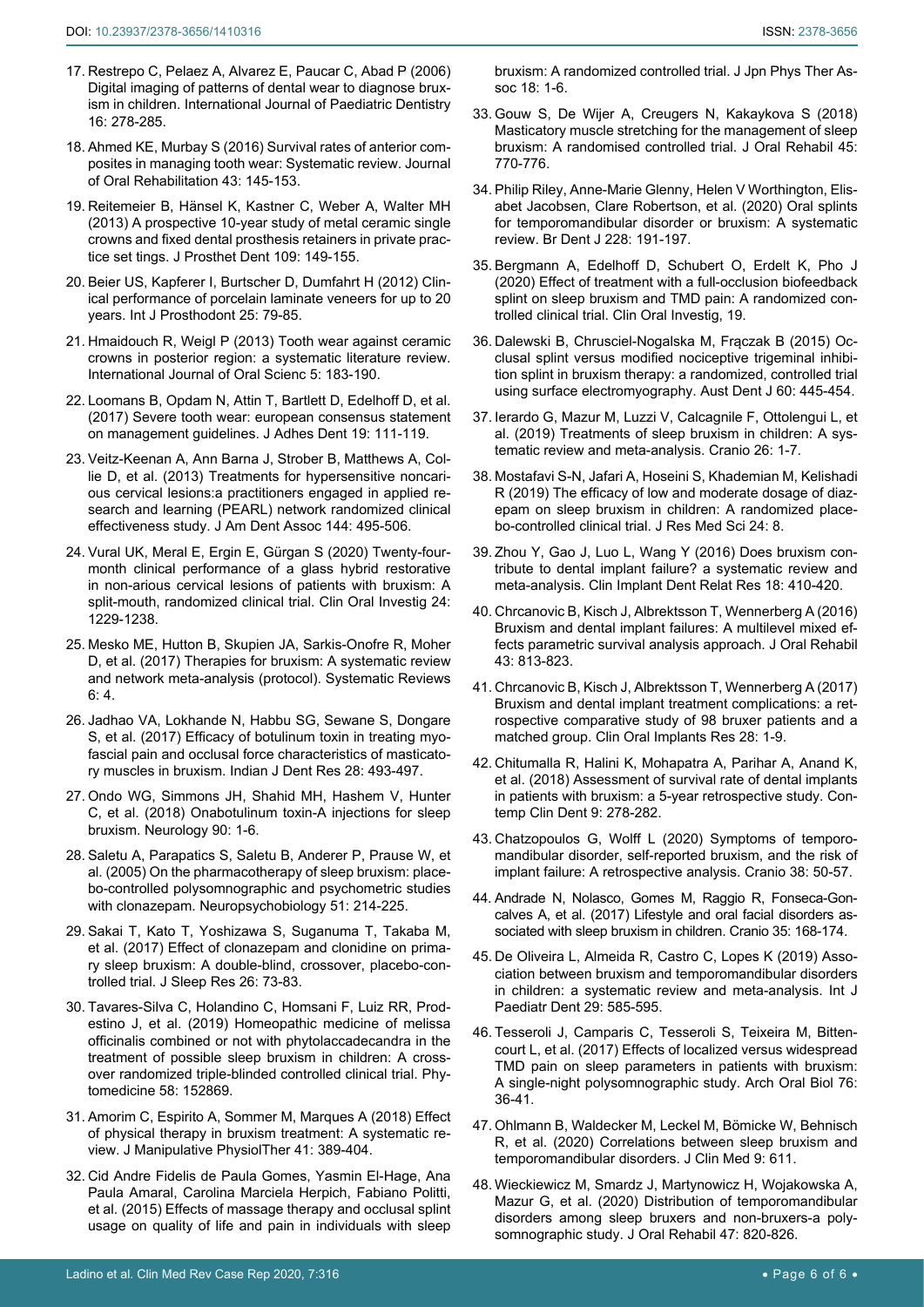17. Restrepo C, Pelaez A, Alvarez E, Paucar C, Abad P (2006) Digital imaging of patterns of dental wear to diagnose bruxism in children. International Journal of Paediatric Dentistry 16: 278-285.

18. Ahmed KE, Murbay S (2016) Survival rates of anterior composites in managing tooth wear: Systematic review. Journal of Oral Rehabilitation 43: 145-153.

19. Reitemeier B, Hänsel K, Kastner C, Weber A, Walter MH (2013) A prospective 10-year study of metal ceramic single crowns and fixed dental prosthesis retainers in private practice set tings. J Prosthet Dent 109: 149-155.

20. Beier US, Kapferer I, Burtscher D, Dumfahrt H (2012) Clinical performance of porcelain laminate veneers for up to 20 years. Int J Prosthodont 25: 79-85.

21. Hmaidouch R, Weigl P (2013) Tooth wear against ceramic crowns in posterior region: a systematic literature review. International Journal of Oral Scienc 5: 183-190.

22. Loomans B, Opdam N, Attin T, Bartlett D, Edelhoff D, et al. (2017) Severe tooth wear: european consensus statement on management guidelines. J Adhes Dent 19: 111-119.

23. Veitz-Keenan A, Ann Barna J, Strober B, Matthews A, Collie D, et al. (2013) Treatments for hypersensitive noncarious cervical lesions:a practitioners engaged in applied research and learning (PEARL) network randomized clinical effectiveness study. J Am Dent Assoc 144: 495-506.

24. Vural UK, Meral E, Ergin E, Gürgan S (2020) Twenty-four-month clinical performance of a glass hybrid restorative in non-arious cervical lesions of patients with bruxism: A split-mouth, randomized clinical trial. Clin Oral Investig 24: 1229-1238.

25. Mesko ME, Hutton B, Skupien JA, Sarkis-Onofre R, Moher D, et al. (2017) Therapies for bruxism: A systematic review and network meta-analysis (protocol). Systematic Reviews 6: 4.

26. Jadhao VA, Lokhande N, Habbu SG, Sewane S, Dongare S, et al. (2017) Efficacy of botulinum toxin in treating myofascial pain and occlusal force characteristics of masticatory muscles in bruxism. Indian J Dent Res 28: 493-497.

27. Ondo WG, Simmons JH, Shahid MH, Hashem V, Hunter C, et al. (2018) Onabotulinum toxin-A injections for sleep bruxism. Neurology 90: 1-6.

28. Saletu A, Parapatics S, Saletu B, Anderer P, Prause W, et al. (2005) On the pharmacotherapy of sleep bruxism: placebo-controlled polysomnographic and psychometric studies with clonazepam. Neuropsychobiology 51: 214-225.

29. Sakai T, Kato T, Yoshizawa S, Suganuma T, Takaba M, et al. (2017) Effect of clonazepam and clonidine on primary sleep bruxism: A double-blind, crossover, placebo-controlled trial. J Sleep Res 26: 73-83.

30. Tavares-Silva C, Holandino C, Homsani F, Luiz RR, Prodestino J, et al. (2019) Homeopathic medicine of melissa officinalis combined or not with phytolaccadecandra in the treatment of possible sleep bruxism in children: A crossover randomized triple-blinded controlled clinical trial. Phytomedicine 58: 152869.

31. Amorim C, Espirito A, Sommer M, Marques A (2018) Effect of physical therapy in bruxism treatment: A systematic review. J Manipulative PhysiolTher 41: 389-404.

32. Cid Andre Fidelis de Paula Gomes, Yasmin El-Hage, Ana Paula Amaral, Carolina Marciela Herpich, Fabiano Politti, et al. (2015) Effects of massage therapy and occlusal splint usage on quality of life and pain in individuals with sleep bruxism: A randomized controlled trial. J Jpn Phys Ther Assoc 18: 1-6.

33. Gouw S, De Wijer A, Creugers N, Kalaykova S (2018) Masticatory muscle stretching for the management of sleep bruxism: A randomised controlled trial. J Oral Rehabil 45: 770-776.

34. Philip Riley, Anne-Marie Glenny, Helen V Worthington, Elisabet Jacobsen, Clare Robertson, et al. (2020) Oral splints for temporomandibular disorder or bruxism: A systematic review. Br Dent J 228: 191-197.

35. Bergmann A, Edelhoff D, Schubert O, Erdelt K, Pho J (2020) Effect of treatment with a full-occlusion biofeedback splint on sleep bruxism and TMD pain: A randomized controlled clinical trial. Clin Oral Investig, 19.

36. Dalewski B, Chruscïel-Nogalska M, Frączak B (2015) Occlusal splint versus modified nociceptive trigeminal inhibition splint in bruxism therapy: a randomized, controlled trial using surface electromyography. Aust Dent J 60: 445-454.

37. Ierardo G, Mazur M, Luzzi V, Calcagnile F, Ottolengui L, et al. (2019) Treatments of sleep bruxism in children: A systematic review and meta-analysis. Cranio 26: 1-7.

38. Mostafavi S-N, Jafari A, Hoseini S, Khademian M, Kelishadi R (2019) The efficacy of low and moderate dosage of diazepam on sleep bruxism in children: A randomized placebo-controlled clinical trial. J Res Med Sci 24: 8.

39. Zhou Y, Gao J, Luo L, Wang Y (2016) Does bruxism contribute to dental implant failure? a systematic review and meta-analysis. Clin Implant Dent Relat Res 18: 410-420.

40. Chrcanovic B, Kisch J, Albrektsson T, Wennerberg A (2016) Bruxism and dental implant failures: A multilevel mixed effects parametric survival analysis approach. J Oral Rehabil 43: 813-823.

41. Chrcanovic B, Kisch J, Albrektsson T, Wennerberg A (2017) Bruxism and dental implant treatment complications: a retrospective comparative study of 98 bruxer patients and a matched group. Clin Oral Implants Res 28: 1-9.

42. Chitumalla R, Halini K, Mohapatra A, Parihar A, Anand K, et al. (2018) Assessment of survival rate of dental implants in patients with bruxism: a 5-year retrospective study. Contemp Clin Dent 9: 278-282.

43. Chatzopoulos G, Wolff L (2020) Symptoms of temporomandibular disorder, self-reported bruxism, and the risk of implant failure: A retrospective analysis. Cranio 38: 50-57.

44. Andrade N, Nolasco, Gomes M, Raggio R, Fonseca-Goncalves A, et al. (2017) Lifestyle and oral facial disorders associated with sleep bruxism in children. Cranio 35: 168-174.

45. De Oliveira L, Almeida R, Castro C, Lopes K (2019) Association between bruxism and temporomandibular disorders in children: a systematic review and meta-analysis. Int J Paediatr Dent 29: 585-595.

46. Tesseroli J, Camparis C, Tesseroli S, Teixeira M, Bittencourt L, et al. (2017) Effects of localized versus widespread TMD pain on sleep parameters in patients with bruxism: A single-night polysomnographic study. Arch Oral Biol 76: 36-41.

47. Ohlmann B, Waldecker M, Leckel M, Bömicke W, Behnisch R, et al. (2020) Correlations between sleep bruxism and temporomandibular disorders. J Clin Med 9: 611.

48. Wieckiewicz M, Smardz J, Martynowicz H, Wojakowska A, Mazur G, et al. (2020) Distribution of temporomandibular disorders among sleep bruxers and non-bruxers-a polysomnographic study. J Oral Rehabil 47: 820-826.